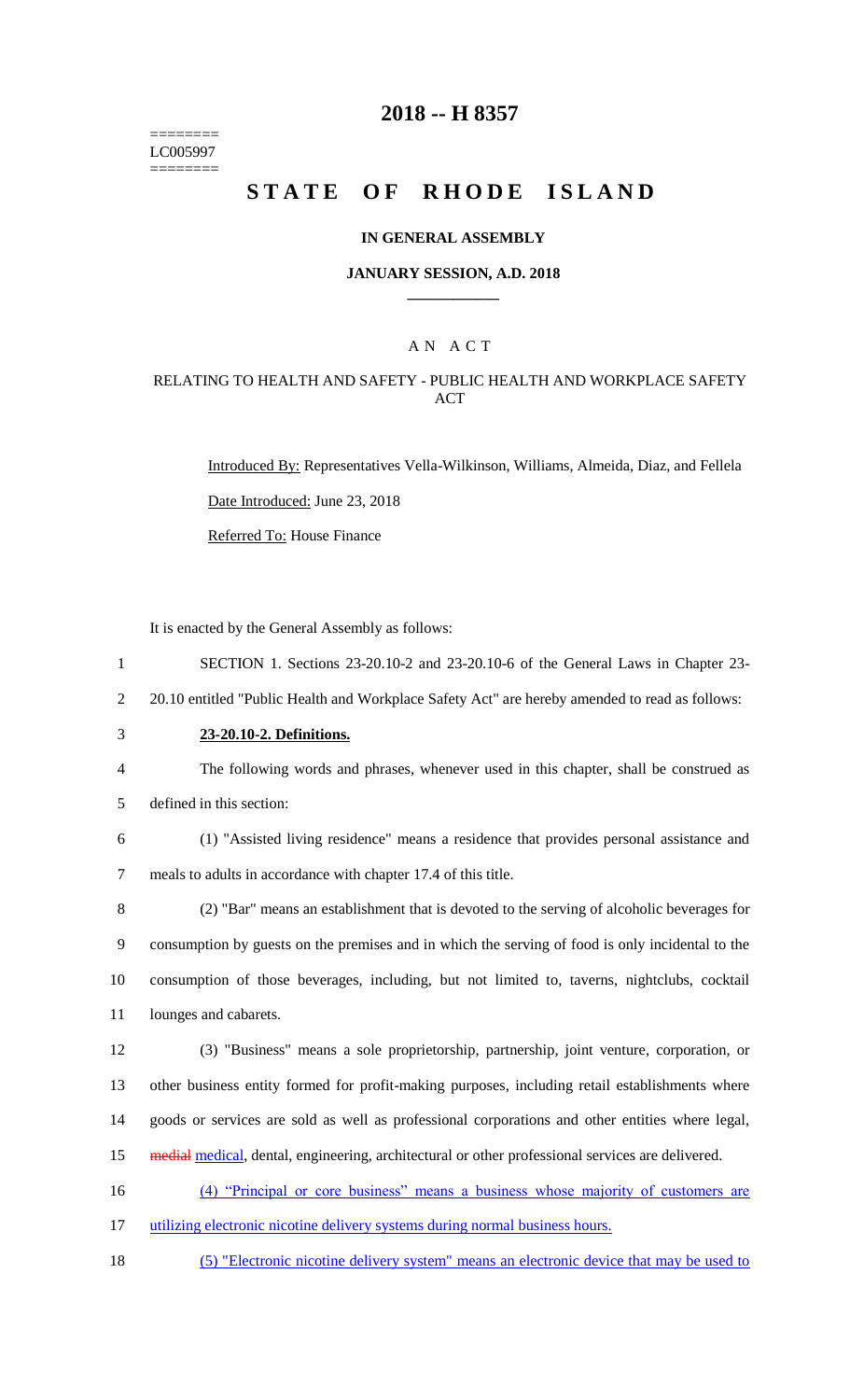========
LC005997
========

# 2018 -- H 8357

# STATE OF RHODE ISLAND

### IN GENERAL ASSEMBLY

### JANUARY SESSION, A.D. 2018

## AN ACT

### RELATING TO HEALTH AND SAFETY - PUBLIC HEALTH AND WORKPLACE SAFETY ACT

Introduced By: Representatives Vella-Wilkinson, Williams, Almeida, Diaz, and Fellela

Date Introduced: June 23, 2018

Referred To: House Finance

It is enacted by the General Assembly as follows:

1 SECTION 1. Sections 23-20.10-2 and 23-20.10-6 of the General Laws in Chapter 23-
2 20.10 entitled "Public Health and Workplace Safety Act" are hereby amended to read as follows:

3 **23-20.10-2. Definitions.**

4 The following words and phrases, whenever used in this chapter, shall be construed as
5 defined in this section:

6 (1) "Assisted living residence" means a residence that provides personal assistance and
7 meals to adults in accordance with chapter 17.4 of this title.

8 (2) "Bar" means an establishment that is devoted to the serving of alcoholic beverages for
9 consumption by guests on the premises and in which the serving of food is only incidental to the
10 consumption of those beverages, including, but not limited to, taverns, nightclubs, cocktail
11 lounges and cabarets.

12 (3) "Business" means a sole proprietorship, partnership, joint venture, corporation, or
13 other business entity formed for profit-making purposes, including retail establishments where
14 goods or services are sold as well as professional corporations and other entities where legal,
15 ~~medial~~ medical, dental, engineering, architectural or other professional services are delivered.

16 (4) "Principal or core business" means a business whose majority of customers are
17 utilizing electronic nicotine delivery systems during normal business hours.

18 (5) "Electronic nicotine delivery system" means an electronic device that may be used to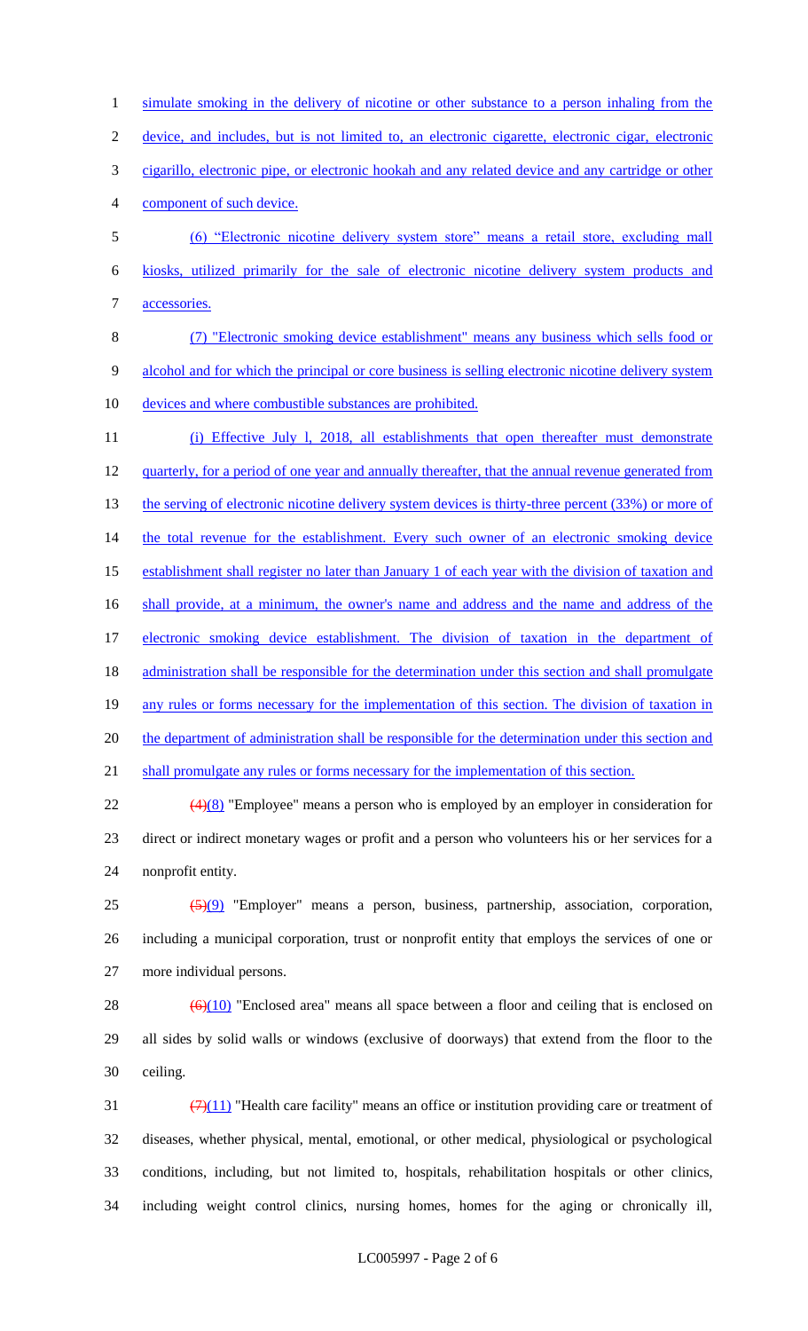simulate smoking in the delivery of nicotine or other substance to a person inhaling from the device, and includes, but is not limited to, an electronic cigarette, electronic cigar, electronic cigarillo, electronic pipe, or electronic hookah and any related device and any cartridge or other component of such device.

(6) "Electronic nicotine delivery system store" means a retail store, excluding mall kiosks, utilized primarily for the sale of electronic nicotine delivery system products and accessories.

(7) "Electronic smoking device establishment" means any business which sells food or alcohol and for which the principal or core business is selling electronic nicotine delivery system devices and where combustible substances are prohibited.

(i) Effective July l, 2018, all establishments that open thereafter must demonstrate quarterly, for a period of one year and annually thereafter, that the annual revenue generated from the serving of electronic nicotine delivery system devices is thirty-three percent (33%) or more of the total revenue for the establishment. Every such owner of an electronic smoking device establishment shall register no later than January 1 of each year with the division of taxation and shall provide, at a minimum, the owner's name and address and the name and address of the electronic smoking device establishment. The division of taxation in the department of administration shall be responsible for the determination under this section and shall promulgate any rules or forms necessary for the implementation of this section. The division of taxation in the department of administration shall be responsible for the determination under this section and shall promulgate any rules or forms necessary for the implementation of this section.

~~(4)~~(8) "Employee" means a person who is employed by an employer in consideration for direct or indirect monetary wages or profit and a person who volunteers his or her services for a nonprofit entity.

~~(5)~~(9) "Employer" means a person, business, partnership, association, corporation, including a municipal corporation, trust or nonprofit entity that employs the services of one or more individual persons.

~~(6)~~(10) "Enclosed area" means all space between a floor and ceiling that is enclosed on all sides by solid walls or windows (exclusive of doorways) that extend from the floor to the ceiling.

~~(7)~~(11) "Health care facility" means an office or institution providing care or treatment of diseases, whether physical, mental, emotional, or other medical, physiological or psychological conditions, including, but not limited to, hospitals, rehabilitation hospitals or other clinics, including weight control clinics, nursing homes, homes for the aging or chronically ill,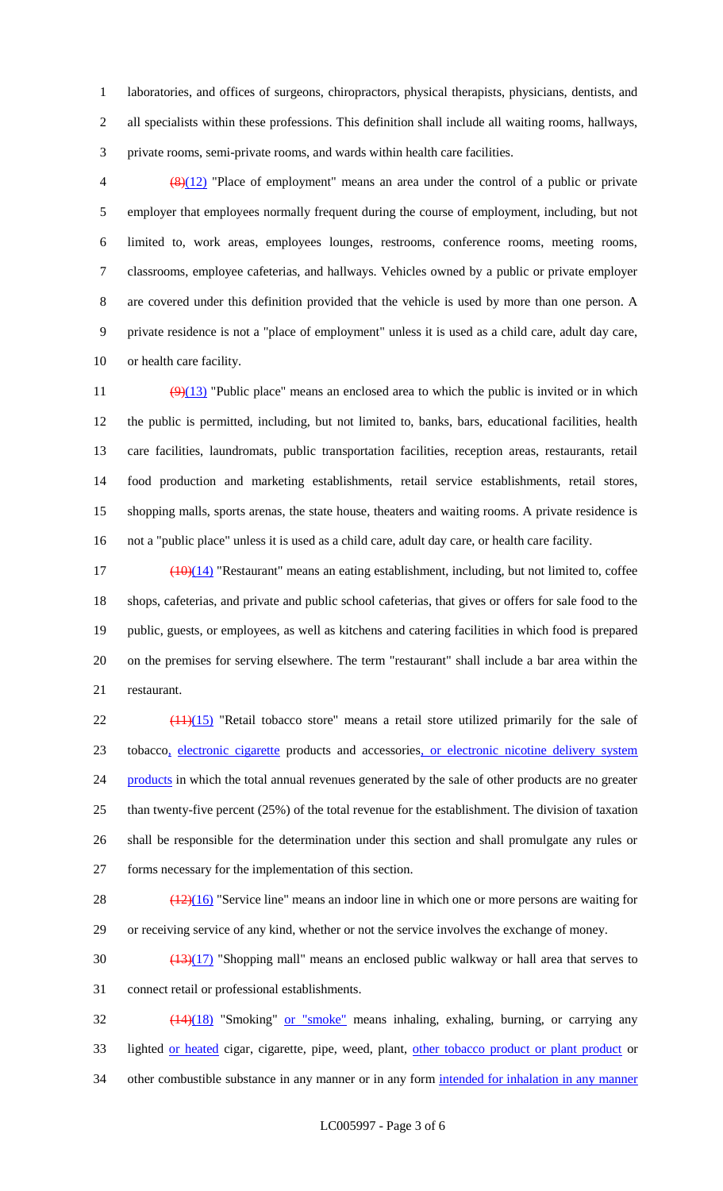laboratories, and offices of surgeons, chiropractors, physical therapists, physicians, dentists, and all specialists within these professions. This definition shall include all waiting rooms, hallways, private rooms, semi-private rooms, and wards within health care facilities.

~~(8)~~(12) "Place of employment" means an area under the control of a public or private employer that employees normally frequent during the course of employment, including, but not limited to, work areas, employees lounges, restrooms, conference rooms, meeting rooms, classrooms, employee cafeterias, and hallways. Vehicles owned by a public or private employer are covered under this definition provided that the vehicle is used by more than one person. A private residence is not a "place of employment" unless it is used as a child care, adult day care, or health care facility.

~~(9)~~(13) "Public place" means an enclosed area to which the public is invited or in which the public is permitted, including, but not limited to, banks, bars, educational facilities, health care facilities, laundromats, public transportation facilities, reception areas, restaurants, retail food production and marketing establishments, retail service establishments, retail stores, shopping malls, sports arenas, the state house, theaters and waiting rooms. A private residence is not a "public place" unless it is used as a child care, adult day care, or health care facility.

~~(10)~~(14) "Restaurant" means an eating establishment, including, but not limited to, coffee shops, cafeterias, and private and public school cafeterias, that gives or offers for sale food to the public, guests, or employees, as well as kitchens and catering facilities in which food is prepared on the premises for serving elsewhere. The term "restaurant" shall include a bar area within the restaurant.

~~(11)~~(15) "Retail tobacco store" means a retail store utilized primarily for the sale of tobacco, electronic cigarette products and accessories, or electronic nicotine delivery system products in which the total annual revenues generated by the sale of other products are no greater than twenty-five percent (25%) of the total revenue for the establishment. The division of taxation shall be responsible for the determination under this section and shall promulgate any rules or forms necessary for the implementation of this section.

~~(12)~~(16) "Service line" means an indoor line in which one or more persons are waiting for or receiving service of any kind, whether or not the service involves the exchange of money.

~~(13)~~(17) "Shopping mall" means an enclosed public walkway or hall area that serves to connect retail or professional establishments.

~~(14)~~(18) "Smoking" or "smoke" means inhaling, exhaling, burning, or carrying any lighted or heated cigar, cigarette, pipe, weed, plant, other tobacco product or plant product or other combustible substance in any manner or in any form intended for inhalation in any manner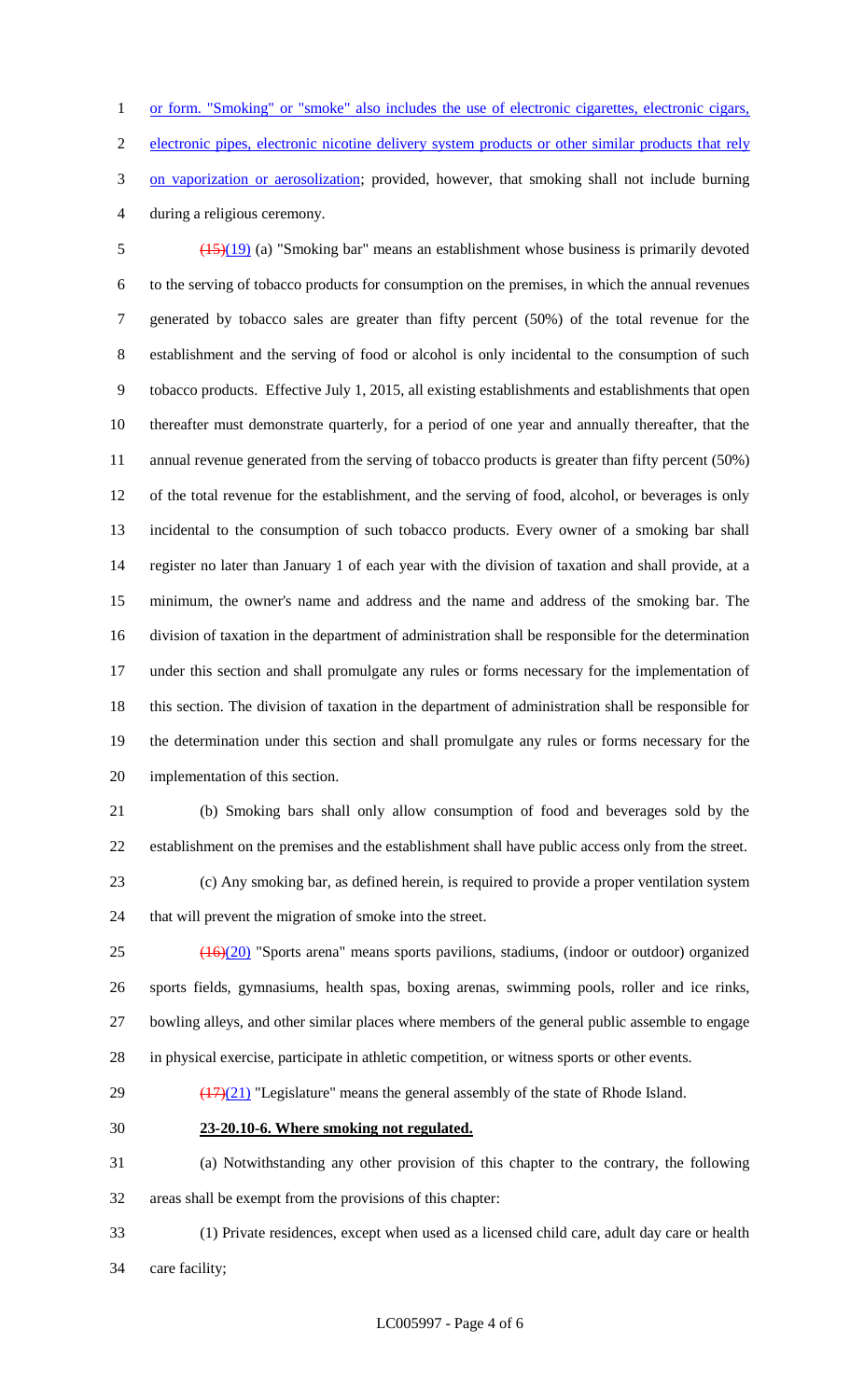or form. "Smoking" or "smoke" also includes the use of electronic cigarettes, electronic cigars, electronic pipes, electronic nicotine delivery system products or other similar products that rely on vaporization or aerosolization; provided, however, that smoking shall not include burning during a religious ceremony.

~~(15)~~(19) (a) "Smoking bar" means an establishment whose business is primarily devoted to the serving of tobacco products for consumption on the premises, in which the annual revenues generated by tobacco sales are greater than fifty percent (50%) of the total revenue for the establishment and the serving of food or alcohol is only incidental to the consumption of such tobacco products. Effective July 1, 2015, all existing establishments and establishments that open thereafter must demonstrate quarterly, for a period of one year and annually thereafter, that the annual revenue generated from the serving of tobacco products is greater than fifty percent (50%) of the total revenue for the establishment, and the serving of food, alcohol, or beverages is only incidental to the consumption of such tobacco products. Every owner of a smoking bar shall register no later than January 1 of each year with the division of taxation and shall provide, at a minimum, the owner's name and address and the name and address of the smoking bar. The division of taxation in the department of administration shall be responsible for the determination under this section and shall promulgate any rules or forms necessary for the implementation of this section. The division of taxation in the department of administration shall be responsible for the determination under this section and shall promulgate any rules or forms necessary for the implementation of this section.

(b) Smoking bars shall only allow consumption of food and beverages sold by the establishment on the premises and the establishment shall have public access only from the street.

(c) Any smoking bar, as defined herein, is required to provide a proper ventilation system that will prevent the migration of smoke into the street.

~~(16)~~(20) "Sports arena" means sports pavilions, stadiums, (indoor or outdoor) organized sports fields, gymnasiums, health spas, boxing arenas, swimming pools, roller and ice rinks, bowling alleys, and other similar places where members of the general public assemble to engage in physical exercise, participate in athletic competition, or witness sports or other events.

~~(17)~~(21) "Legislature" means the general assembly of the state of Rhode Island.

**23-20.10-6. Where smoking not regulated.**

(a) Notwithstanding any other provision of this chapter to the contrary, the following areas shall be exempt from the provisions of this chapter:

(1) Private residences, except when used as a licensed child care, adult day care or health care facility;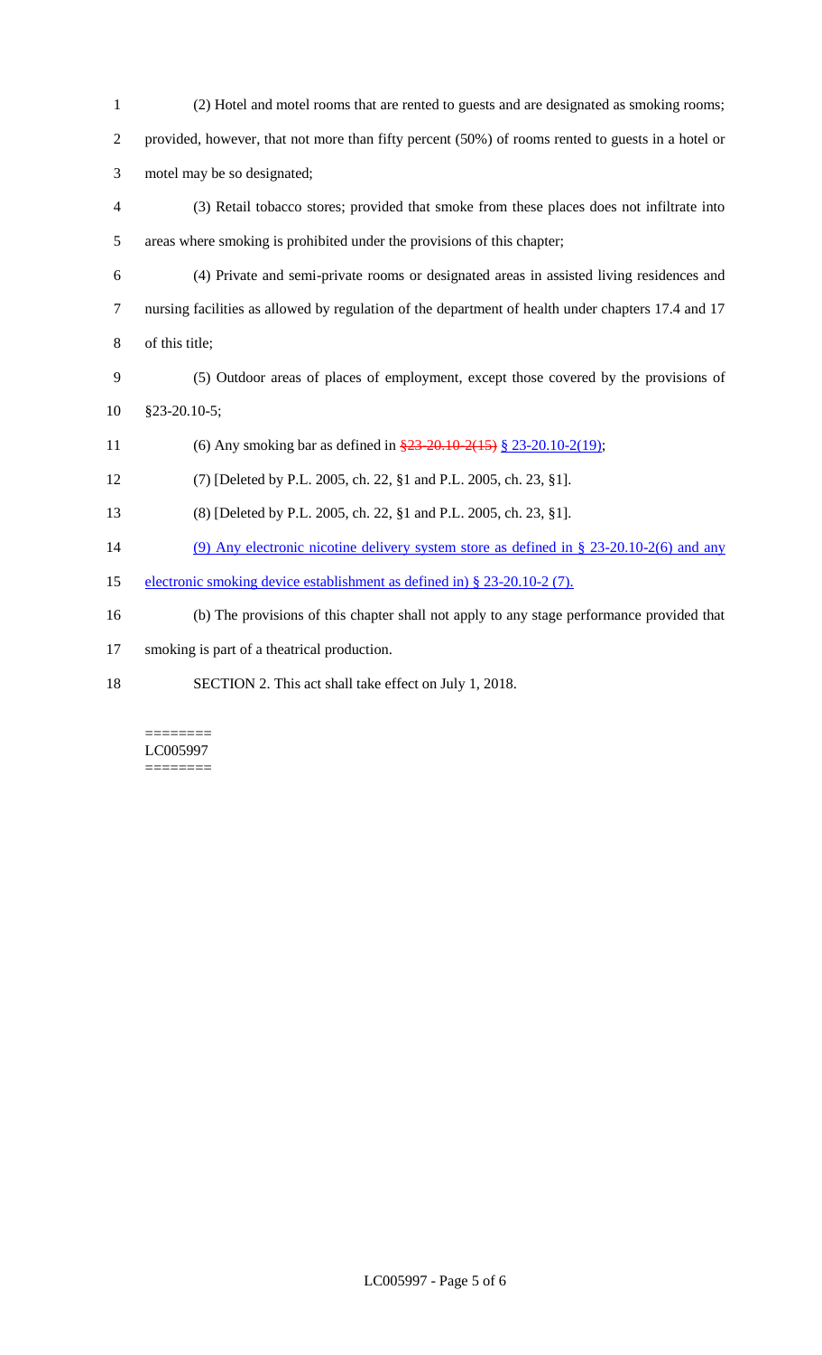(2) Hotel and motel rooms that are rented to guests and are designated as smoking rooms; provided, however, that not more than fifty percent (50%) of rooms rented to guests in a hotel or motel may be so designated;

(3) Retail tobacco stores; provided that smoke from these places does not infiltrate into areas where smoking is prohibited under the provisions of this chapter;

(4) Private and semi-private rooms or designated areas in assisted living residences and nursing facilities as allowed by regulation of the department of health under chapters 17.4 and 17 of this title;

(5) Outdoor areas of places of employment, except those covered by the provisions of §23-20.10-5;

(6) Any smoking bar as defined in ~~§23-20.10-2(15)~~ § 23-20.10-2(19);

(7) [Deleted by P.L. 2005, ch. 22, §1 and P.L. 2005, ch. 23, §1].

(8) [Deleted by P.L. 2005, ch. 22, §1 and P.L. 2005, ch. 23, §1].

(9) Any electronic nicotine delivery system store as defined in § 23-20.10-2(6) and any electronic smoking device establishment as defined in) § 23-20.10-2 (7).

(b) The provisions of this chapter shall not apply to any stage performance provided that smoking is part of a theatrical production.

SECTION 2. This act shall take effect on July 1, 2018.

========
LC005997
========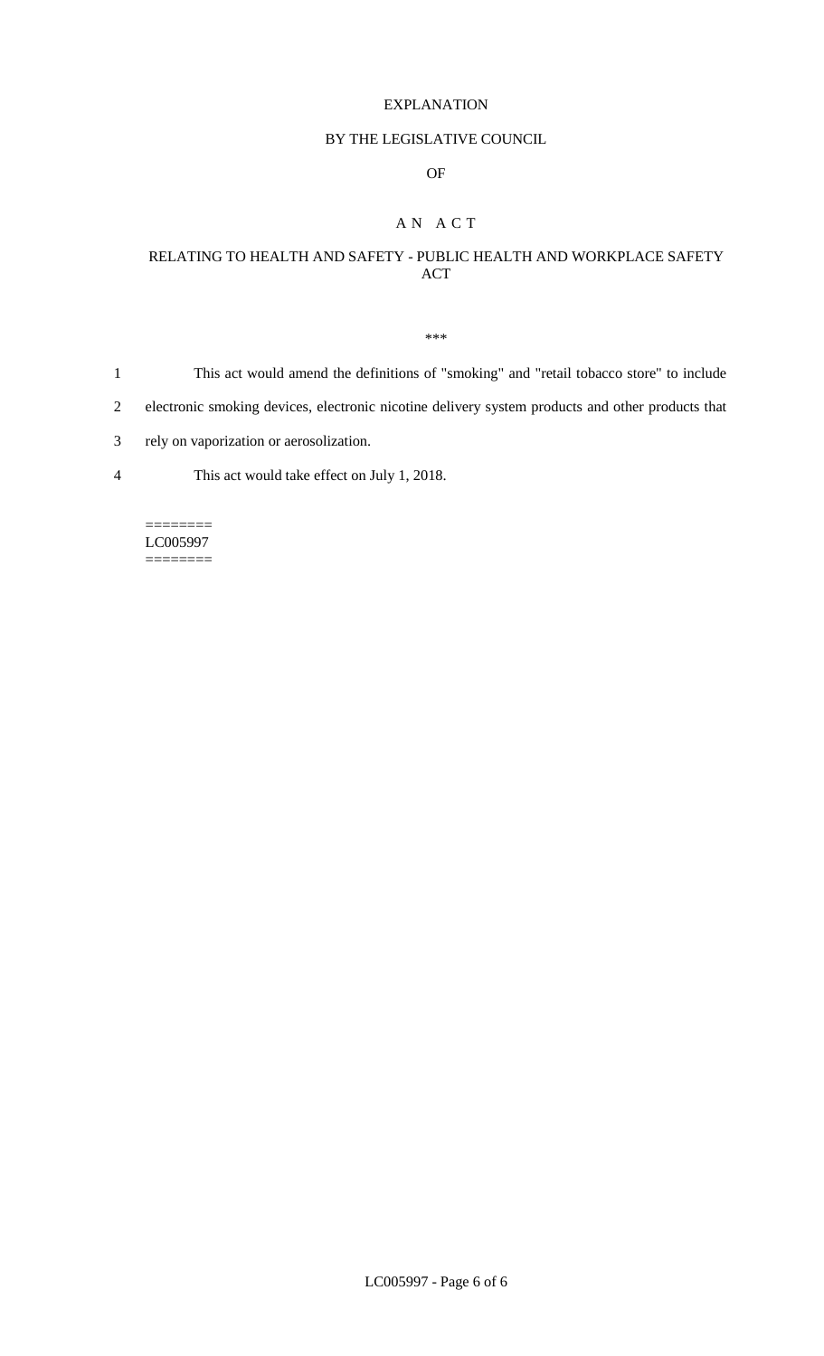EXPLANATION

BY THE LEGISLATIVE COUNCIL

OF

A N A C T

RELATING TO HEALTH AND SAFETY - PUBLIC HEALTH AND WORKPLACE SAFETY ACT

\*\*\*

1 This act would amend the definitions of "smoking" and "retail tobacco store" to include
2 electronic smoking devices, electronic nicotine delivery system products and other products that
3 rely on vaporization or aerosolization.
4 This act would take effect on July 1, 2018.

========
LC005997
========